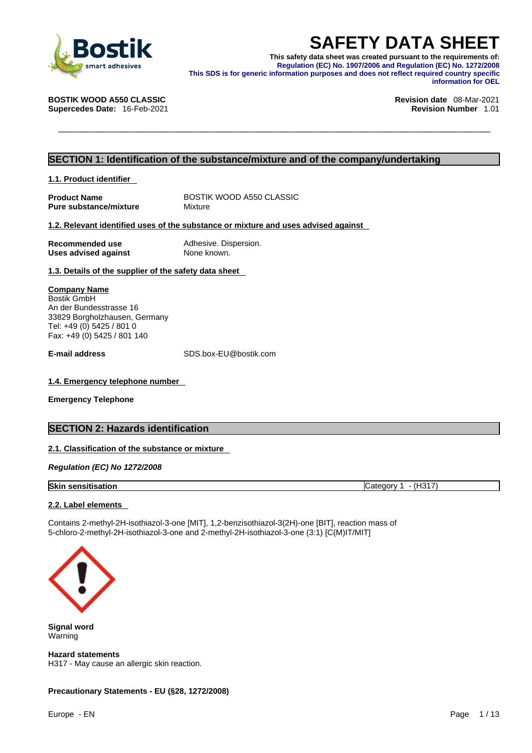# SAFETY DATA SHEET

**This safety data sheet was created pursuant to the requirements of:**
**Regulation (EC) No. 1907/2006 and Regulation (EC) No. 1272/2008**
**This SDS is for generic information purposes and does not reflect required country specific information for OEL**

**BOSTIK WOOD A550 CLASSIC**
**Supercedes Date:** 16-Feb-2021

**Revision date** 08-Mar-2021
**Revision Number** 1.01

## SECTION 1: Identification of the substance/mixture and of the company/undertaking

### 1.1. Product identifier

**Product Name** BOSTIK WOOD A550 CLASSIC
**Pure substance/mixture** Mixture

### 1.2. Relevant identified uses of the substance or mixture and uses advised against

**Recommended use** Adhesive. Dispersion.
**Uses advised against** None known.

### 1.3. Details of the supplier of the safety data sheet

**Company Name**
Bostik GmbH
An der Bundesstrasse 16
33829 Borgholzhausen, Germany
Tel: +49 (0) 5425 / 801 0
Fax: +49 (0) 5425 / 801 140

**E-mail address** SDS.box-EU@bostik.com

### 1.4. Emergency telephone number

**Emergency Telephone**

## SECTION 2: Hazards identification

### 2.1. Classification of the substance or mixture

***Regulation (EC) No 1272/2008***

| **Skin sensitisation** | Category 1 - (H317) |
|---|---|

### 2.2. Label elements

Contains 2-methyl-2H-isothiazol-3-one [MIT], 1,2-benzisothiazol-3(2H)-one [BIT], reaction mass of 5-chloro-2-methyl-2H-isothiazol-3-one and 2-methyl-2H-isothiazol-3-one (3:1) [C(M)IT/MIT]

**Signal word**
Warning

**Hazard statements**
H317 - May cause an allergic skin reaction.

**Precautionary Statements - EU (§28, 1272/2008)**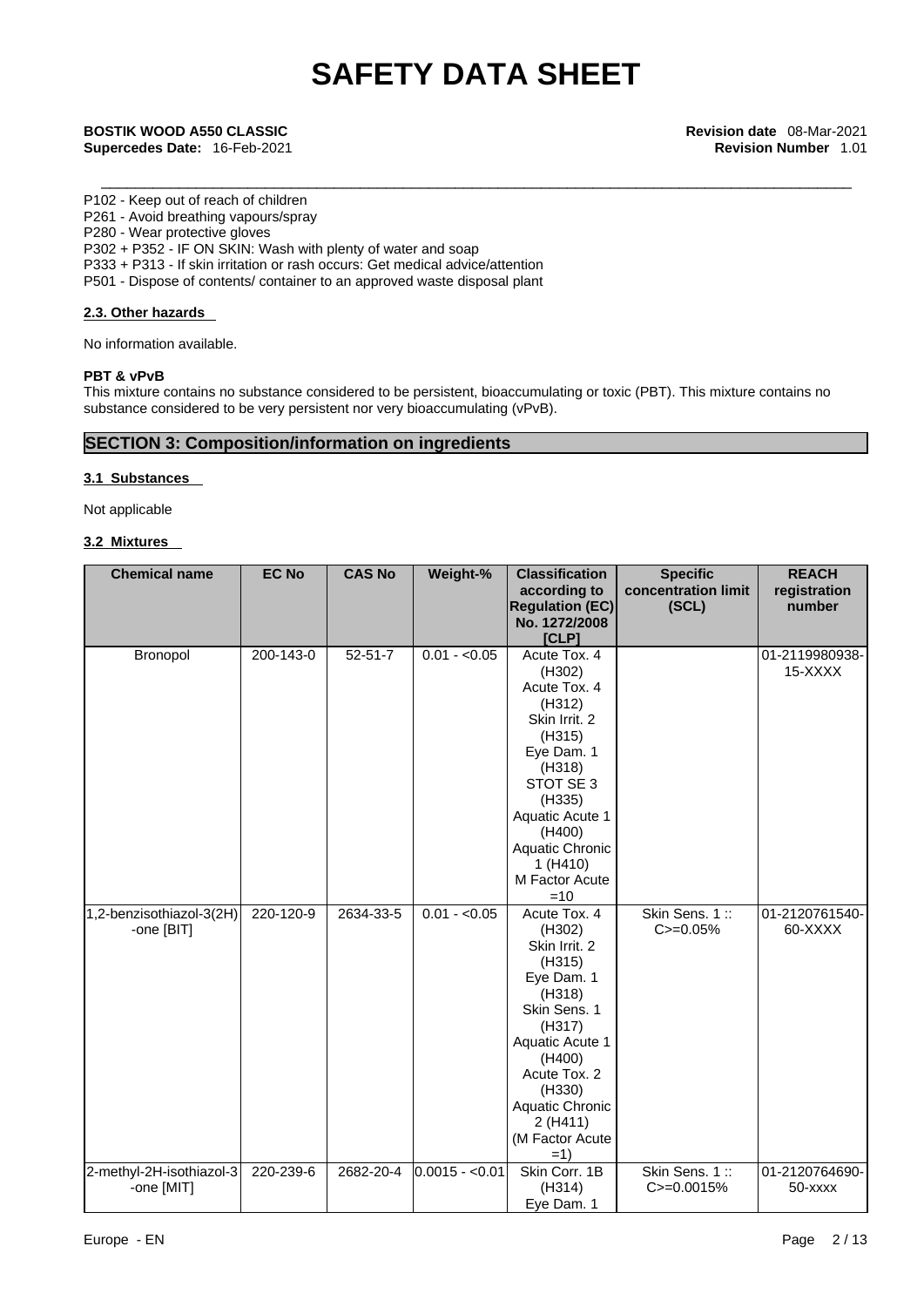P102 - Keep out of reach of children
P261 - Avoid breathing vapours/spray
P280 - Wear protective gloves
P302 + P352 - IF ON SKIN: Wash with plenty of water and soap
P333 + P313 - If skin irritation or rash occurs: Get medical advice/attention
P501 - Dispose of contents/ container to an approved waste disposal plant

### 2.3. Other hazards

No information available.

**PBT & vPvB**

This mixture contains no substance considered to be persistent, bioaccumulating or toxic (PBT). This mixture contains no substance considered to be very persistent nor very bioaccumulating (vPvB).

## SECTION 3: Composition/information on ingredients

### 3.1 Substances

Not applicable

### 3.2 Mixtures

| Chemical name | EC No | CAS No | Weight-% | Classification according to Regulation (EC) No. 1272/2008 [CLP] | Specific concentration limit (SCL) | REACH registration number |
|---|---|---|---|---|---|---|
| Bronopol | 200-143-0 | 52-51-7 | 0.01 - <0.05 | Acute Tox. 4 (H302) Acute Tox. 4 (H312) Skin Irrit. 2 (H315) Eye Dam. 1 (H318) STOT SE 3 (H335) Aquatic Acute 1 (H400) Aquatic Chronic 1 (H410) M Factor Acute =10 | | 01-2119980938-15-XXXX |
| 1,2-benzisothiazol-3(2H)-one [BIT] | 220-120-9 | 2634-33-5 | 0.01 - <0.05 | Acute Tox. 4 (H302) Skin Irrit. 2 (H315) Eye Dam. 1 (H318) Skin Sens. 1 (H317) Aquatic Acute 1 (H400) Acute Tox. 2 (H330) Aquatic Chronic 2 (H411) (M Factor Acute =1) | Skin Sens. 1 :: C>=0.05% | 01-2120761540-60-XXXX |
| 2-methyl-2H-isothiazol-3-one [MIT] | 220-239-6 | 2682-20-4 | 0.0015 - <0.01 | Skin Corr. 1B (H314) Eye Dam. 1 | Skin Sens. 1 :: C>=0.0015% | 01-2120764690-50-xxxx |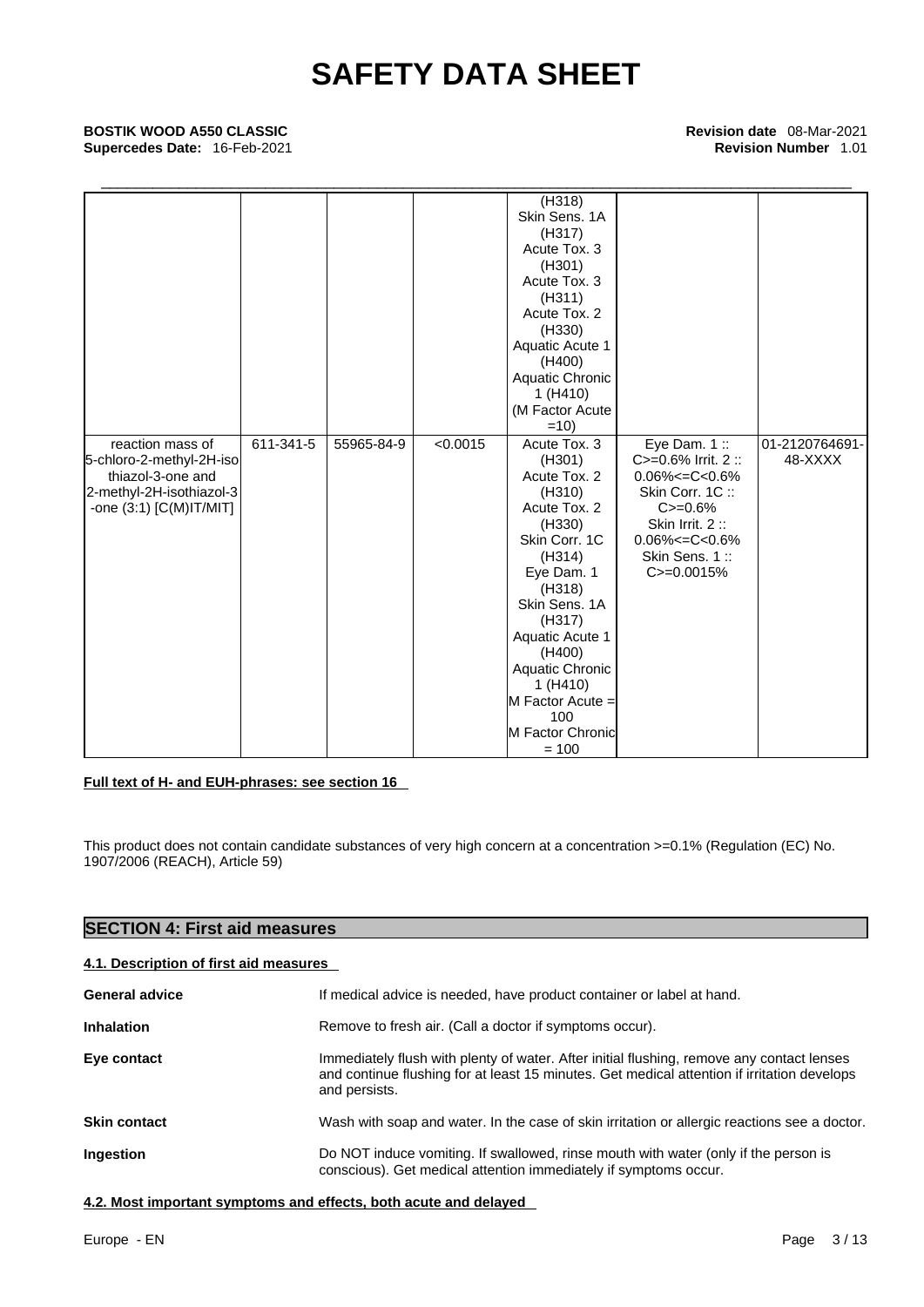| | | | | (H318) Skin Sens. 1A (H317) Acute Tox. 3 (H301) Acute Tox. 3 (H311) Acute Tox. 2 (H330) Aquatic Acute 1 (H400) Aquatic Chronic 1 (H410) (M Factor Acute =10) | | |
|---|---|---|---|---|---|---|
| reaction mass of 5-chloro-2-methyl-2H-isothiazol-3-one and 2-methyl-2H-isothiazol-3-one (3:1) [C(M)IT/MIT] | 611-341-5 | 55965-84-9 | <0.0015 | Acute Tox. 3 (H301) Acute Tox. 2 (H310) Acute Tox. 2 (H330) Skin Corr. 1C (H314) Eye Dam. 1 (H318) Skin Sens. 1A (H317) Aquatic Acute 1 (H400) Aquatic Chronic 1 (H410) M Factor Acute = 100 M Factor Chronic = 100 | Eye Dam. 1 :: C>=0.6% Irrit. 2 :: 0.06%<=C<0.6% Skin Corr. 1C :: C>=0.6% Skin Irrit. 2 :: 0.06%<=C<0.6% Skin Sens. 1 :: C>=0.0015% | 01-2120764691-48-XXXX |

**Full text of H- and EUH-phrases: see section 16**

This product does not contain candidate substances of very high concern at a concentration >=0.1% (Regulation (EC) No. 1907/2006 (REACH), Article 59)

## SECTION 4: First aid measures

### 4.1. Description of first aid measures

**General advice** If medical advice is needed, have product container or label at hand.

**Inhalation** Remove to fresh air. (Call a doctor if symptoms occur).

**Eye contact** Immediately flush with plenty of water. After initial flushing, remove any contact lenses and continue flushing for at least 15 minutes. Get medical attention if irritation develops and persists.

**Skin contact** Wash with soap and water. In the case of skin irritation or allergic reactions see a doctor.

**Ingestion** Do NOT induce vomiting. If swallowed, rinse mouth with water (only if the person is conscious). Get medical attention immediately if symptoms occur.

### 4.2. Most important symptoms and effects, both acute and delayed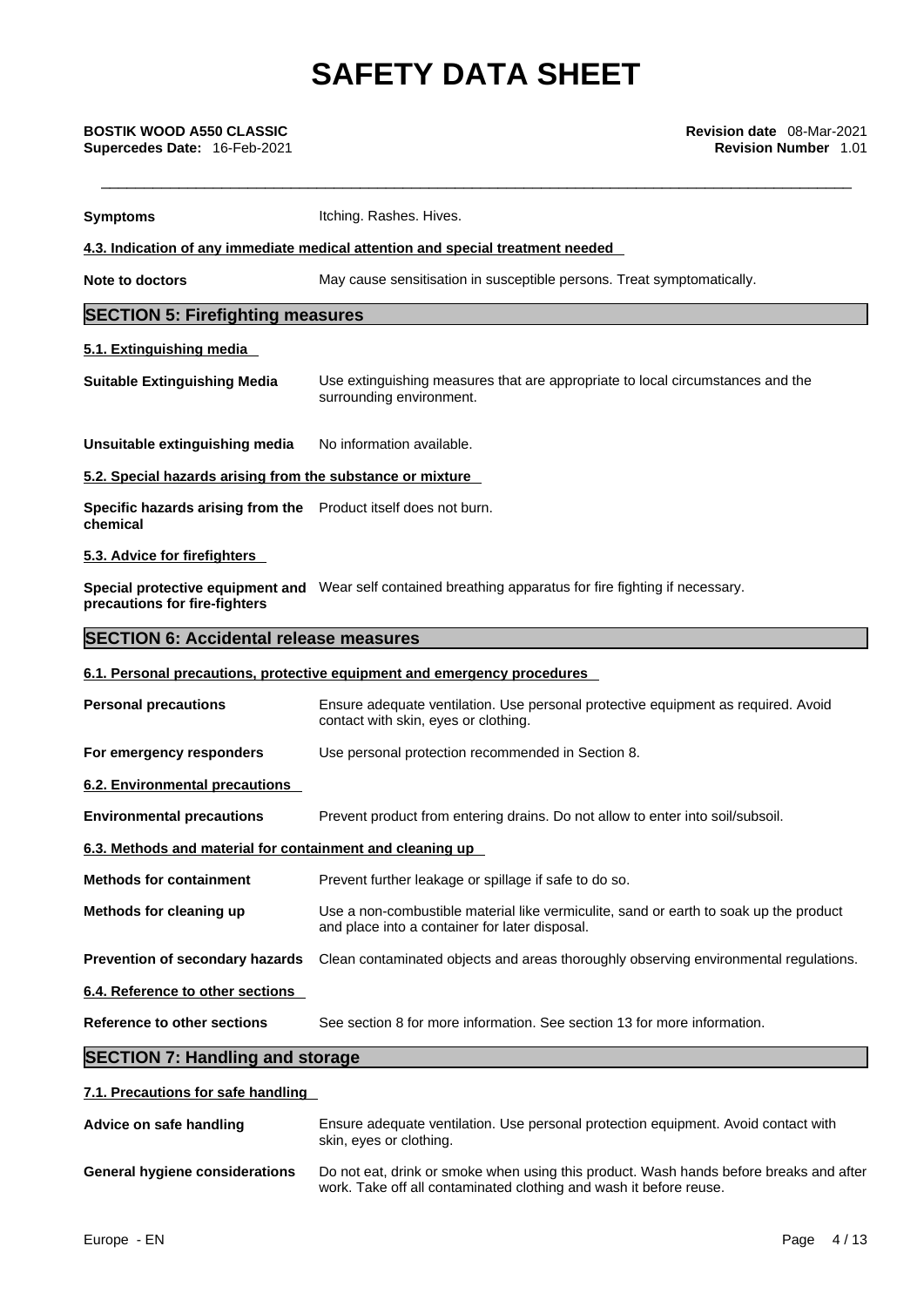| | |
|---|---|
| **Symptoms** | Itching. Rashes. Hives. |

#### 4.3. Indication of any immediate medical attention and special treatment needed

| | |
|---|---|
| **Note to doctors** | May cause sensitisation in susceptible persons. Treat symptomatically. |

## SECTION 5: Firefighting measures

#### 5.1. Extinguishing media

| | |
|---|---|
| **Suitable Extinguishing Media** | Use extinguishing measures that are appropriate to local circumstances and the surrounding environment. |
| **Unsuitable extinguishing media** | No information available. |

#### 5.2. Special hazards arising from the substance or mixture

| | |
|---|---|
| **Specific hazards arising from the chemical** | Product itself does not burn. |

#### 5.3. Advice for firefighters

| | |
|---|---|
| **Special protective equipment and precautions for fire-fighters** | Wear self contained breathing apparatus for fire fighting if necessary. |

## SECTION 6: Accidental release measures

#### 6.1. Personal precautions, protective equipment and emergency procedures

| | |
|---|---|
| **Personal precautions** | Ensure adequate ventilation. Use personal protective equipment as required. Avoid contact with skin, eyes or clothing. |
| **For emergency responders** | Use personal protection recommended in Section 8. |

#### 6.2. Environmental precautions

| | |
|---|---|
| **Environmental precautions** | Prevent product from entering drains. Do not allow to enter into soil/subsoil. |

#### 6.3. Methods and material for containment and cleaning up

| | |
|---|---|
| **Methods for containment** | Prevent further leakage or spillage if safe to do so. |
| **Methods for cleaning up** | Use a non-combustible material like vermiculite, sand or earth to soak up the product and place into a container for later disposal. |
| **Prevention of secondary hazards** | Clean contaminated objects and areas thoroughly observing environmental regulations. |

#### 6.4. Reference to other sections

| | |
|---|---|
| **Reference to other sections** | See section 8 for more information. See section 13 for more information. |

## SECTION 7: Handling and storage

#### 7.1. Precautions for safe handling

| | |
|---|---|
| **Advice on safe handling** | Ensure adequate ventilation. Use personal protection equipment. Avoid contact with skin, eyes or clothing. |
| **General hygiene considerations** | Do not eat, drink or smoke when using this product. Wash hands before breaks and after work. Take off all contaminated clothing and wash it before reuse. |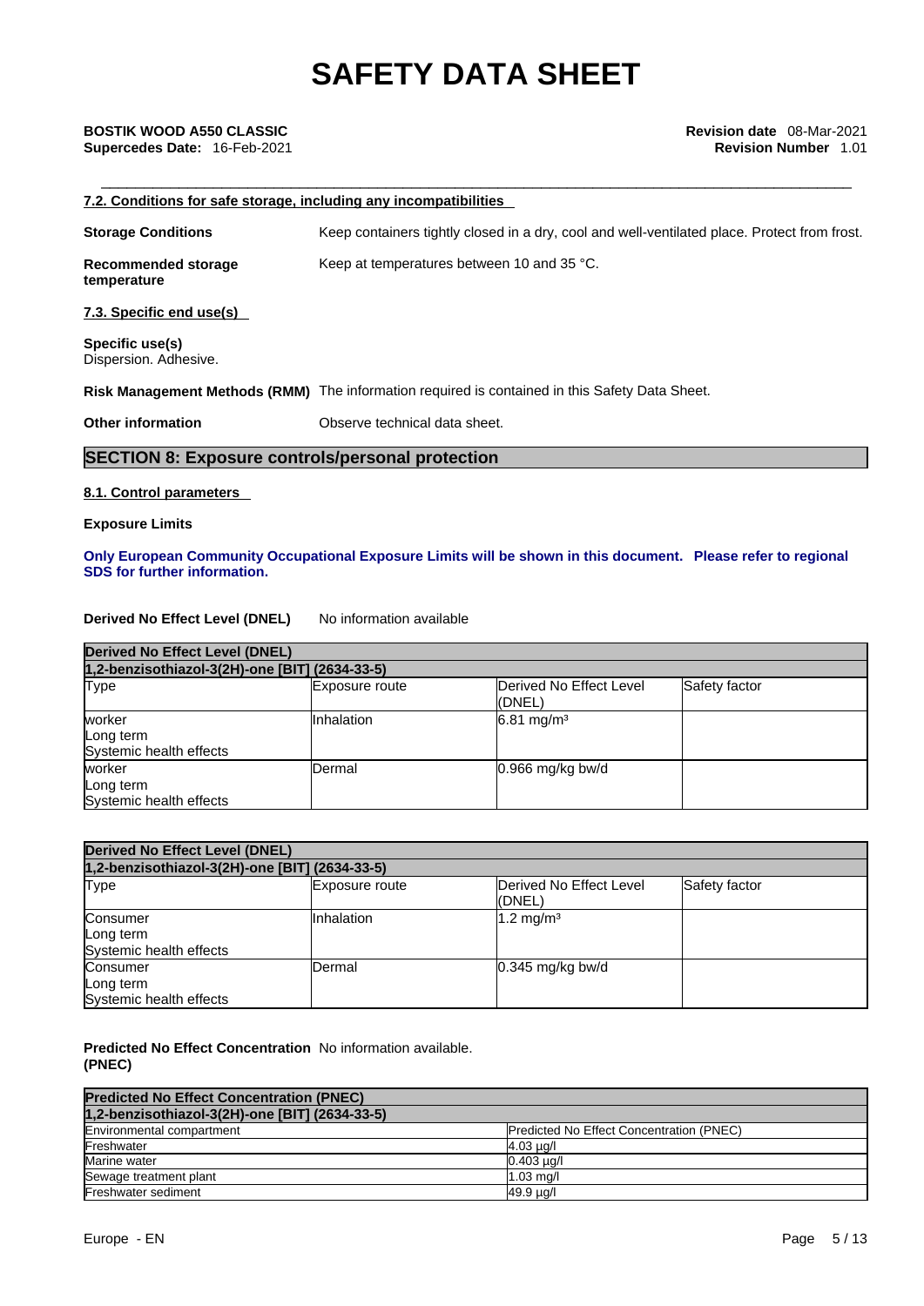#### 7.2. Conditions for safe storage, including any incompatibilities

**Storage Conditions** Keep containers tightly closed in a dry, cool and well-ventilated place. Protect from frost.

**Recommended storage temperature** Keep at temperatures between 10 and 35 °C.

#### 7.3. Specific end use(s)

**Specific use(s)**
Dispersion. Adhesive.

**Risk Management Methods (RMM)** The information required is contained in this Safety Data Sheet.

**Other information** Observe technical data sheet.

## SECTION 8: Exposure controls/personal protection

#### 8.1. Control parameters

**Exposure Limits**

**Only European Community Occupational Exposure Limits will be shown in this document. Please refer to regional SDS for further information.**

**Derived No Effect Level (DNEL)** No information available

| Derived No Effect Level (DNEL) | | | |
|---|---|---|---|
| **1,2-benzisothiazol-3(2H)-one [BIT] (2634-33-5)** | | | |
| Type | Exposure route | Derived No Effect Level (DNEL) | Safety factor |
| worker<br>Long term<br>Systemic health effects | Inhalation | 6.81 mg/m³ | |
| worker<br>Long term<br>Systemic health effects | Dermal | 0.966 mg/kg bw/d | |

| Derived No Effect Level (DNEL) | | | |
|---|---|---|---|
| **1,2-benzisothiazol-3(2H)-one [BIT] (2634-33-5)** | | | |
| Type | Exposure route | Derived No Effect Level (DNEL) | Safety factor |
| Consumer<br>Long term<br>Systemic health effects | Inhalation | 1.2 mg/m³ | |
| Consumer<br>Long term<br>Systemic health effects | Dermal | 0.345 mg/kg bw/d | |

**Predicted No Effect Concentration (PNEC)** No information available.

| Predicted No Effect Concentration (PNEC) | |
|---|---|
| **1,2-benzisothiazol-3(2H)-one [BIT] (2634-33-5)** | |
| Environmental compartment | Predicted No Effect Concentration (PNEC) |
| Freshwater | 4.03 µg/l |
| Marine water | 0.403 µg/l |
| Sewage treatment plant | 1.03 mg/l |
| Freshwater sediment | 49.9 µg/l |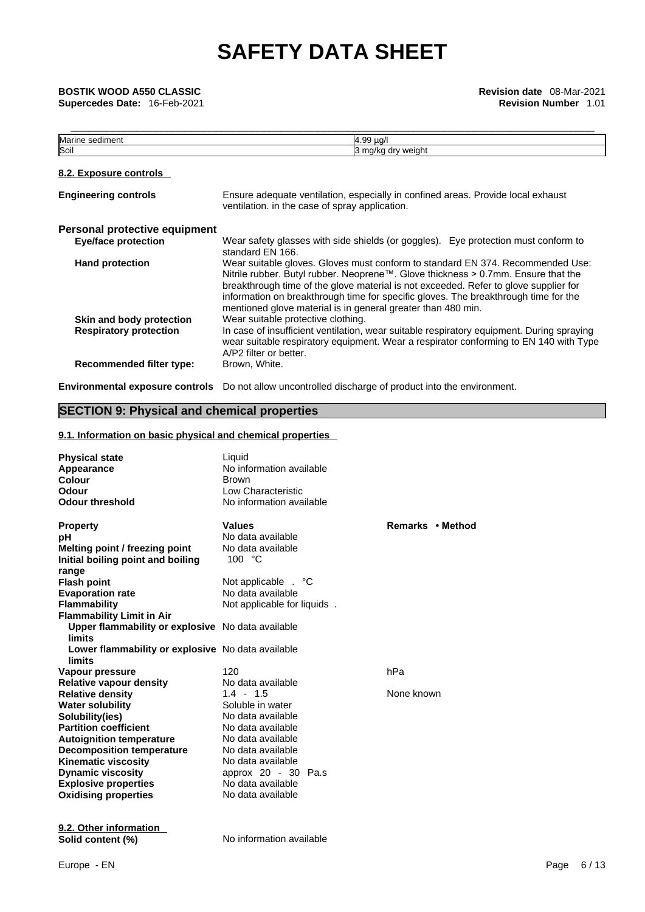| Marine sediment | 4.99 µg/l |
|---|---|
| Soil | 3 mg/kg dry weight |

### 8.2. Exposure controls

**Engineering controls** Ensure adequate ventilation, especially in confined areas. Provide local exhaust ventilation. in the case of spray application.

**Personal protective equipment**

**Eye/face protection** Wear safety glasses with side shields (or goggles). Eye protection must conform to standard EN 166.

**Hand protection** Wear suitable gloves. Gloves must conform to standard EN 374. Recommended Use: Nitrile rubber. Butyl rubber. Neoprene™. Glove thickness > 0.7mm. Ensure that the breakthrough time of the glove material is not exceeded. Refer to glove supplier for information on breakthrough time for specific gloves. The breakthrough time for the mentioned glove material is in general greater than 480 min.

**Skin and body protection** Wear suitable protective clothing.

**Respiratory protection** In case of insufficient ventilation, wear suitable respiratory equipment. During spraying wear suitable respiratory equipment. Wear a respirator conforming to EN 140 with Type A/P2 filter or better.

**Recommended filter type:** Brown, White.

**Environmental exposure controls** Do not allow uncontrolled discharge of product into the environment.

## SECTION 9: Physical and chemical properties

### 9.1. Information on basic physical and chemical properties

| | | |
|---|---|---|
| **Physical state** | Liquid | |
| **Appearance** | No information available | |
| **Colour** | Brown | |
| **Odour** | Low Characteristic | |
| **Odour threshold** | No information available | |
| **Property** | **Values** | **Remarks • Method** |
| **pH** | No data available | |
| **Melting point / freezing point** | No data available | |
| **Initial boiling point and boiling range** | 100 °C | |
| **Flash point** | Not applicable . °C | |
| **Evaporation rate** | No data available | |
| **Flammability** | Not applicable for liquids . | |
| **Flammability Limit in Air** | | |
| **Upper flammability or explosive limits** | No data available | |
| **Lower flammability or explosive limits** | No data available | |
| **Vapour pressure** | 120 | hPa |
| **Relative vapour density** | No data available | |
| **Relative density** | 1.4 - 1.5 | None known |
| **Water solubility** | Soluble in water | |
| **Solubility(ies)** | No data available | |
| **Partition coefficient** | No data available | |
| **Autoignition temperature** | No data available | |
| **Decomposition temperature** | No data available | |
| **Kinematic viscosity** | No data available | |
| **Dynamic viscosity** | approx 20 - 30 Pa.s | |
| **Explosive properties** | No data available | |
| **Oxidising properties** | No data available | |

### 9.2. Other information

**Solid content (%)** No information available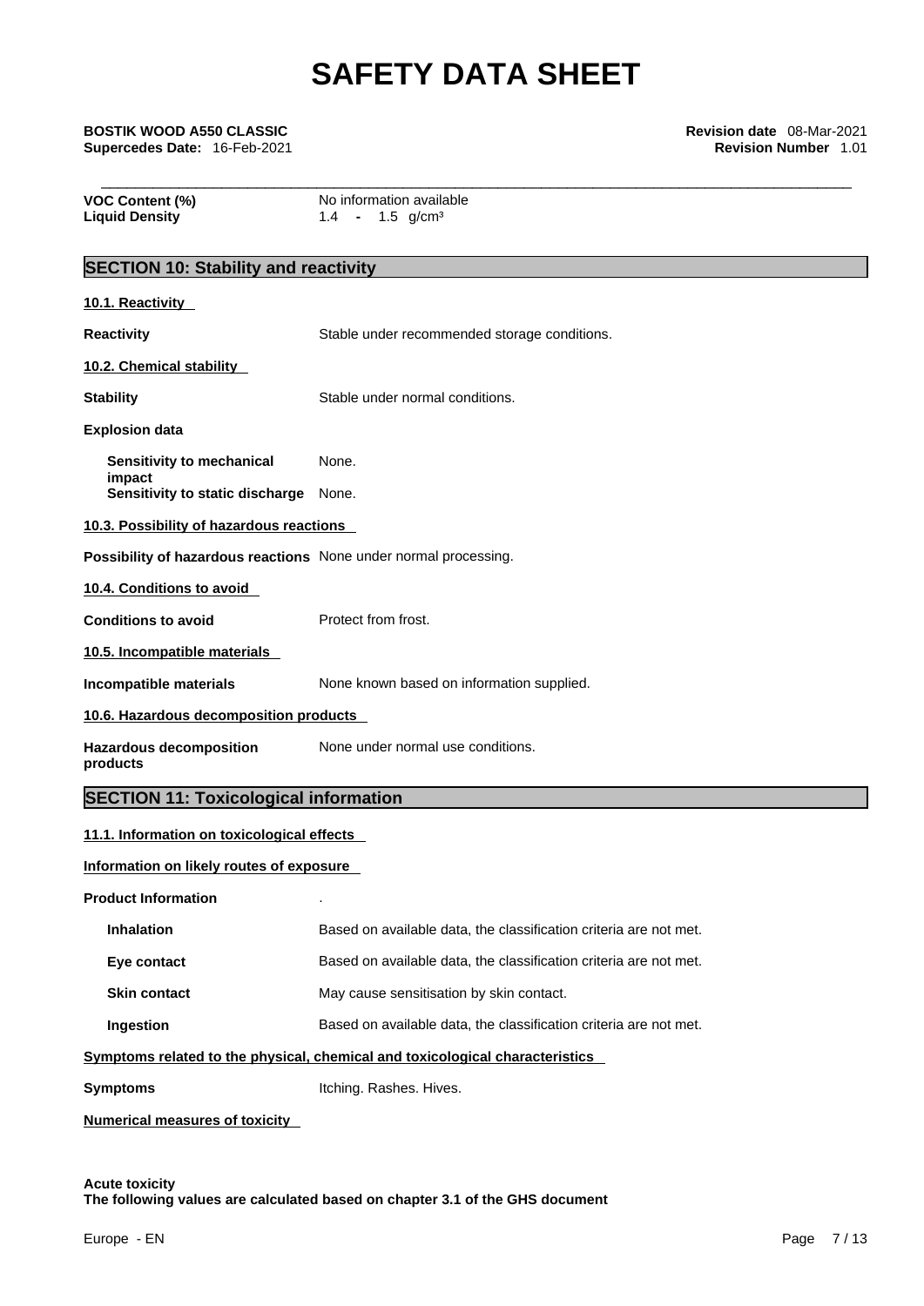| | |
|---|---|
| **VOC Content (%)** | No information available |
| **Liquid Density** | 1.4 - 1.5 g/cm³ |

## SECTION 10: Stability and reactivity

**10.1. Reactivity**

**Reactivity** Stable under recommended storage conditions.

**10.2. Chemical stability**

**Stability** Stable under normal conditions.

**Explosion data**

**Sensitivity to mechanical impact** None.

**Sensitivity to static discharge** None.

**10.3. Possibility of hazardous reactions**

**Possibility of hazardous reactions** None under normal processing.

**10.4. Conditions to avoid**

**Conditions to avoid** Protect from frost.

**10.5. Incompatible materials**

**Incompatible materials** None known based on information supplied.

**10.6. Hazardous decomposition products**

**Hazardous decomposition products** None under normal use conditions.

## SECTION 11: Toxicological information

**11.1. Information on toxicological effects**

**Information on likely routes of exposure**

**Product Information** .

| | |
|---|---|
| **Inhalation** | Based on available data, the classification criteria are not met. |
| **Eye contact** | Based on available data, the classification criteria are not met. |
| **Skin contact** | May cause sensitisation by skin contact. |
| **Ingestion** | Based on available data, the classification criteria are not met. |

**Symptoms related to the physical, chemical and toxicological characteristics**

**Symptoms** Itching. Rashes. Hives.

**Numerical measures of toxicity**

**Acute toxicity**
**The following values are calculated based on chapter 3.1 of the GHS document**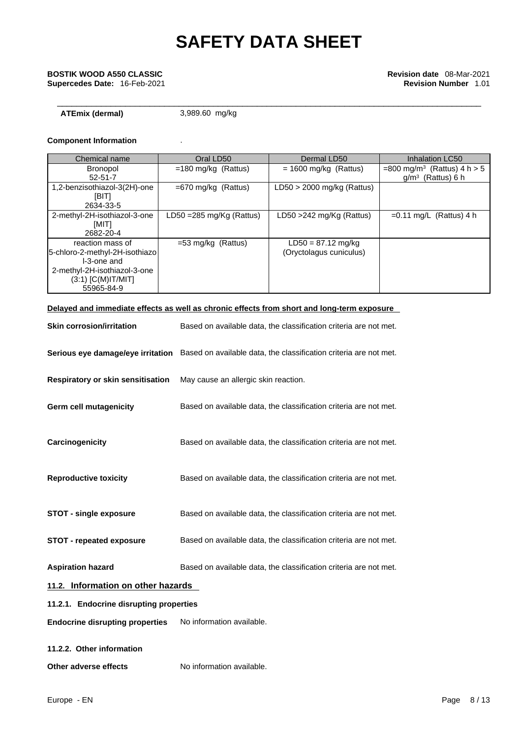**ATEmix (dermal)** 3,989.60 mg/kg

**Component Information** .

| Chemical name | Oral LD50 | Dermal LD50 | Inhalation LC50 |
|---|---|---|---|
| Bronopol<br>52-51-7 | =180 mg/kg (Rattus) | = 1600 mg/kg (Rattus) | =800 mg/m$^3$ (Rattus) 4 h > 5 g/m$^3$ (Rattus) 6 h |
| 1,2-benzisothiazol-3(2H)-one [BIT]<br>2634-33-5 | =670 mg/kg (Rattus) | LD50 > 2000 mg/kg (Rattus) | |
| 2-methyl-2H-isothiazol-3-one [MIT]<br>2682-20-4 | LD50 =285 mg/Kg (Rattus) | LD50 >242 mg/Kg (Rattus) | =0.11 mg/L (Rattus) 4 h |
| reaction mass of 5-chloro-2-methyl-2H-isothiazol-3-one and 2-methyl-2H-isothiazol-3-one (3:1) [C(M)IT/MIT]<br>55965-84-9 | =53 mg/kg (Rattus) | LD50 = 87.12 mg/kg (Oryctolagus cuniculus) | |

**Delayed and immediate effects as well as chronic effects from short and long-term exposure**

**Skin corrosion/irritation** Based on available data, the classification criteria are not met.

**Serious eye damage/eye irritation** Based on available data, the classification criteria are not met.

**Respiratory or skin sensitisation** May cause an allergic skin reaction.

**Germ cell mutagenicity** Based on available data, the classification criteria are not met.

**Carcinogenicity** Based on available data, the classification criteria are not met.

**Reproductive toxicity** Based on available data, the classification criteria are not met.

**STOT - single exposure** Based on available data, the classification criteria are not met.

**STOT - repeated exposure** Based on available data, the classification criteria are not met.

**Aspiration hazard** Based on available data, the classification criteria are not met.

## 11.2. Information on other hazards

### 11.2.1. Endocrine disrupting properties

**Endocrine disrupting properties** No information available.

### 11.2.2. Other information

**Other adverse effects** No information available.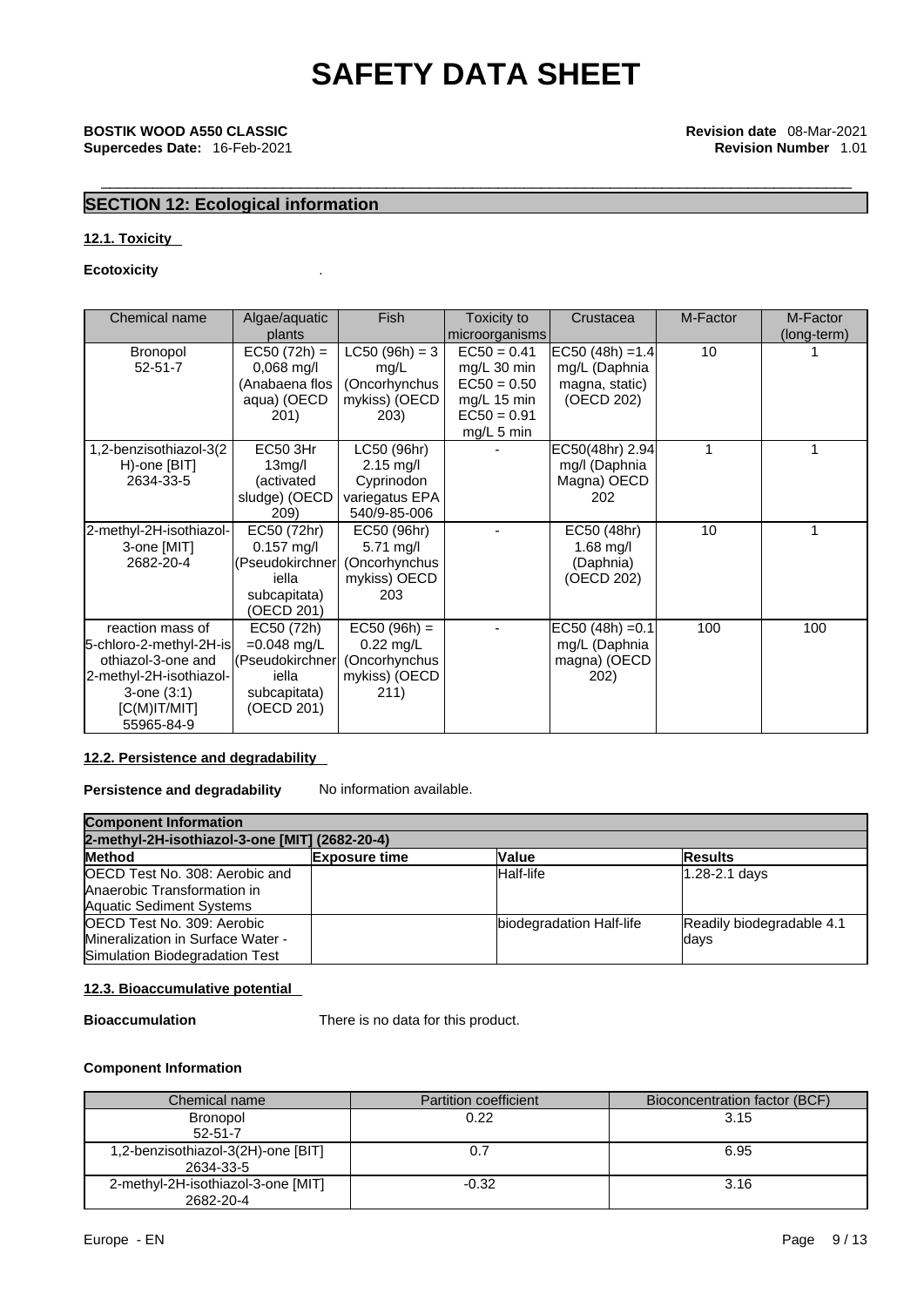# SAFETY DATA SHEET

**BOSTIK WOOD A550 CLASSIC**
**Supercedes Date:** 16-Feb-2021

**Revision date** 08-Mar-2021
**Revision Number** 1.01

## SECTION 12: Ecological information

### 12.1. Toxicity

**Ecotoxicity** .

| Chemical name | Algae/aquatic plants | Fish | Toxicity to microorganisms | Crustacea | M-Factor | M-Factor (long-term) |
|---|---|---|---|---|---|---|
| Bronopol 52-51-7 | EC50 (72h) = 0,068 mg/l (Anabaena flos aqua) (OECD 201) | LC50 (96h) = 3 mg/L (Oncorhynchus mykiss) (OECD 203) | EC50 = 0.41 mg/L 30 min EC50 = 0.50 mg/L 15 min EC50 = 0.91 mg/L 5 min | EC50 (48h) =1.4 mg/L (Daphnia magna, static) (OECD 202) | 10 | 1 |
| 1,2-benzisothiazol-3(2H)-one [BIT] 2634-33-5 | EC50 3Hr 13mg/l (activated sludge) (OECD 209) | LC50 (96hr) 2.15 mg/l Cyprinodon variegatus EPA 540/9-85-006 | - | EC50(48hr) 2.94 mg/l (Daphnia Magna) OECD 202 | 1 | 1 |
| 2-methyl-2H-isothiazol-3-one [MIT] 2682-20-4 | EC50 (72hr) 0.157 mg/l (Pseudokirchneriella subcapitata) (OECD 201) | EC50 (96hr) 5.71 mg/l (Oncorhynchus mykiss) OECD 203 | - | EC50 (48hr) 1.68 mg/l (Daphnia) (OECD 202) | 10 | 1 |
| reaction mass of 5-chloro-2-methyl-2H-isothiazol-3-one and 2-methyl-2H-isothiazol-3-one (3:1) [C(M)IT/MIT] 55965-84-9 | EC50 (72h) =0.048 mg/L (Pseudokirchneriella subcapitata) (OECD 201) | EC50 (96h) = 0.22 mg/L (Oncorhynchus mykiss) (OECD 211) | - | EC50 (48h) =0.1 mg/L (Daphnia magna) (OECD 202) | 100 | 100 |

### 12.2. Persistence and degradability

**Persistence and degradability** No information available.

| Component Information | | | |
|---|---|---|---|
| **2-methyl-2H-isothiazol-3-one [MIT] (2682-20-4)** | | | |
| **Method** | **Exposure time** | **Value** | **Results** |
| OECD Test No. 308: Aerobic and Anaerobic Transformation in Aquatic Sediment Systems | | Half-life | 1.28-2.1 days |
| OECD Test No. 309: Aerobic Mineralization in Surface Water - Simulation Biodegradation Test | | biodegradation Half-life | Readily biodegradable 4.1 days |

### 12.3. Bioaccumulative potential

**Bioaccumulation** There is no data for this product.

**Component Information**

| Chemical name | Partition coefficient | Bioconcentration factor (BCF) |
|---|---|---|
| Bronopol 52-51-7 | 0.22 | 3.15 |
| 1,2-benzisothiazol-3(2H)-one [BIT] 2634-33-5 | 0.7 | 6.95 |
| 2-methyl-2H-isothiazol-3-one [MIT] 2682-20-4 | -0.32 | 3.16 |

Europe - EN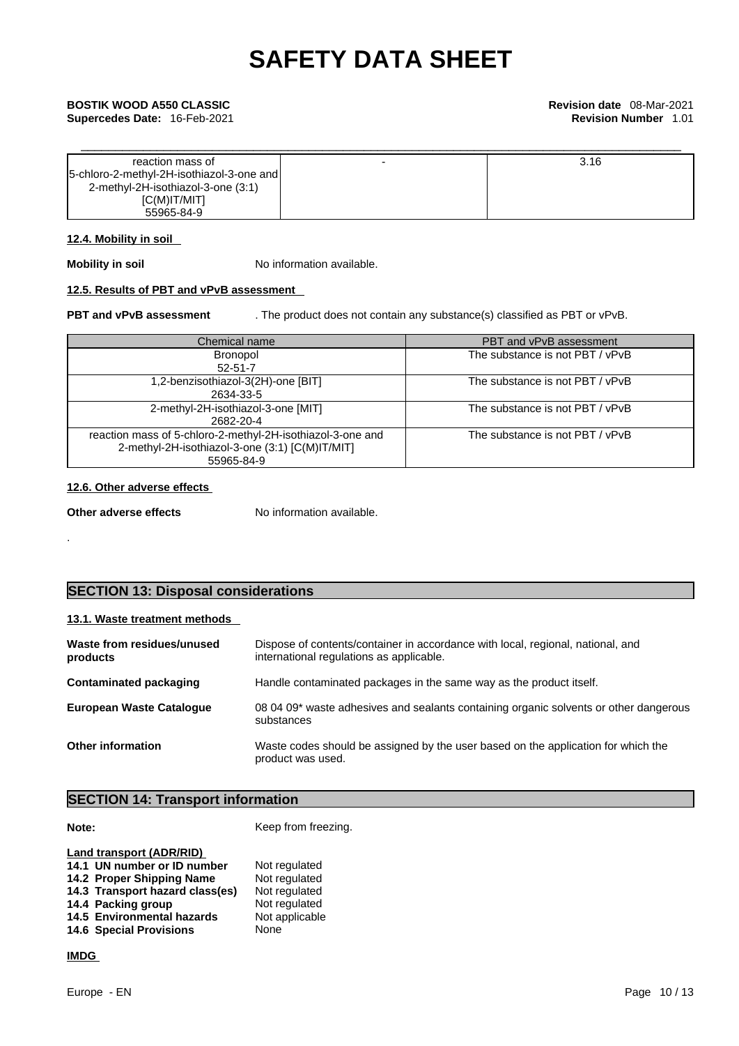| reaction mass of 5-chloro-2-methyl-2H-isothiazol-3-one and 2-methyl-2H-isothiazol-3-one (3:1) [C(M)IT/MIT] 55965-84-9 | - | 3.16 |
|---|---|---|

#### 12.4. Mobility in soil

**Mobility in soil** No information available.

#### 12.5. Results of PBT and vPvB assessment

**PBT and vPvB assessment** . The product does not contain any substance(s) classified as PBT or vPvB.

| Chemical name | PBT and vPvB assessment |
|---|---|
| Bronopol 52-51-7 | The substance is not PBT / vPvB |
| 1,2-benzisothiazol-3(2H)-one [BIT] 2634-33-5 | The substance is not PBT / vPvB |
| 2-methyl-2H-isothiazol-3-one [MIT] 2682-20-4 | The substance is not PBT / vPvB |
| reaction mass of 5-chloro-2-methyl-2H-isothiazol-3-one and 2-methyl-2H-isothiazol-3-one (3:1) [C(M)IT/MIT] 55965-84-9 | The substance is not PBT / vPvB |

#### 12.6. Other adverse effects

**Other adverse effects** No information available.

.

## SECTION 13: Disposal considerations

#### 13.1. Waste treatment methods

**Waste from residues/unused products** Dispose of contents/container in accordance with local, regional, national, and international regulations as applicable.

**Contaminated packaging** Handle contaminated packages in the same way as the product itself.

**European Waste Catalogue** 08 04 09* waste adhesives and sealants containing organic solvents or other dangerous substances

**Other information** Waste codes should be assigned by the user based on the application for which the product was used.

## SECTION 14: Transport information

**Note:** Keep from freezing.

**Land transport (ADR/RID)**

- **14.1 UN number or ID number** Not regulated
- **14.2 Proper Shipping Name** Not regulated
- **14.3 Transport hazard class(es)** Not regulated
- **14.4 Packing group** Not regulated
- **14.5 Environmental hazards** Not applicable
- **14.6 Special Provisions** None

**IMDG**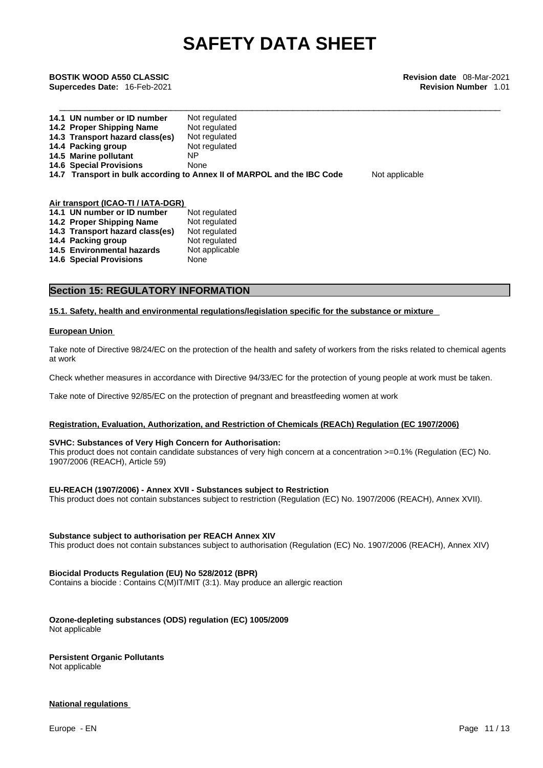| | |
|---|---|
| **14.1 UN number or ID number** | Not regulated |
| **14.2 Proper Shipping Name** | Not regulated |
| **14.3 Transport hazard class(es)** | Not regulated |
| **14.4 Packing group** | Not regulated |
| **14.5 Marine pollutant** | NP |
| **14.6 Special Provisions** | None |
| **14.7 Transport in bulk according to Annex II of MARPOL and the IBC Code** | Not applicable |

**Air transport (ICAO-TI / IATA-DGR)**

| | |
|---|---|
| **14.1 UN number or ID number** | Not regulated |
| **14.2 Proper Shipping Name** | Not regulated |
| **14.3 Transport hazard class(es)** | Not regulated |
| **14.4 Packing group** | Not regulated |
| **14.5 Environmental hazards** | Not applicable |
| **14.6 Special Provisions** | None |

## Section 15: REGULATORY INFORMATION

### 15.1. Safety, health and environmental regulations/legislation specific for the substance or mixture

**European Union**

Take note of Directive 98/24/EC on the protection of the health and safety of workers from the risks related to chemical agents at work

Check whether measures in accordance with Directive 94/33/EC for the protection of young people at work must be taken.

Take note of Directive 92/85/EC on the protection of pregnant and breastfeeding women at work

**Registration, Evaluation, Authorization, and Restriction of Chemicals (REACh) Regulation (EC 1907/2006)**

**SVHC: Substances of Very High Concern for Authorisation:**
This product does not contain candidate substances of very high concern at a concentration >=0.1% (Regulation (EC) No. 1907/2006 (REACH), Article 59)

**EU-REACH (1907/2006) - Annex XVII - Substances subject to Restriction**
This product does not contain substances subject to restriction (Regulation (EC) No. 1907/2006 (REACH), Annex XVII).

**Substance subject to authorisation per REACH Annex XIV**
This product does not contain substances subject to authorisation (Regulation (EC) No. 1907/2006 (REACH), Annex XIV)

**Biocidal Products Regulation (EU) No 528/2012 (BPR)**
Contains a biocide : Contains C(M)IT/MIT (3:1). May produce an allergic reaction

**Ozone-depleting substances (ODS) regulation (EC) 1005/2009**
Not applicable

**Persistent Organic Pollutants**
Not applicable

**National regulations**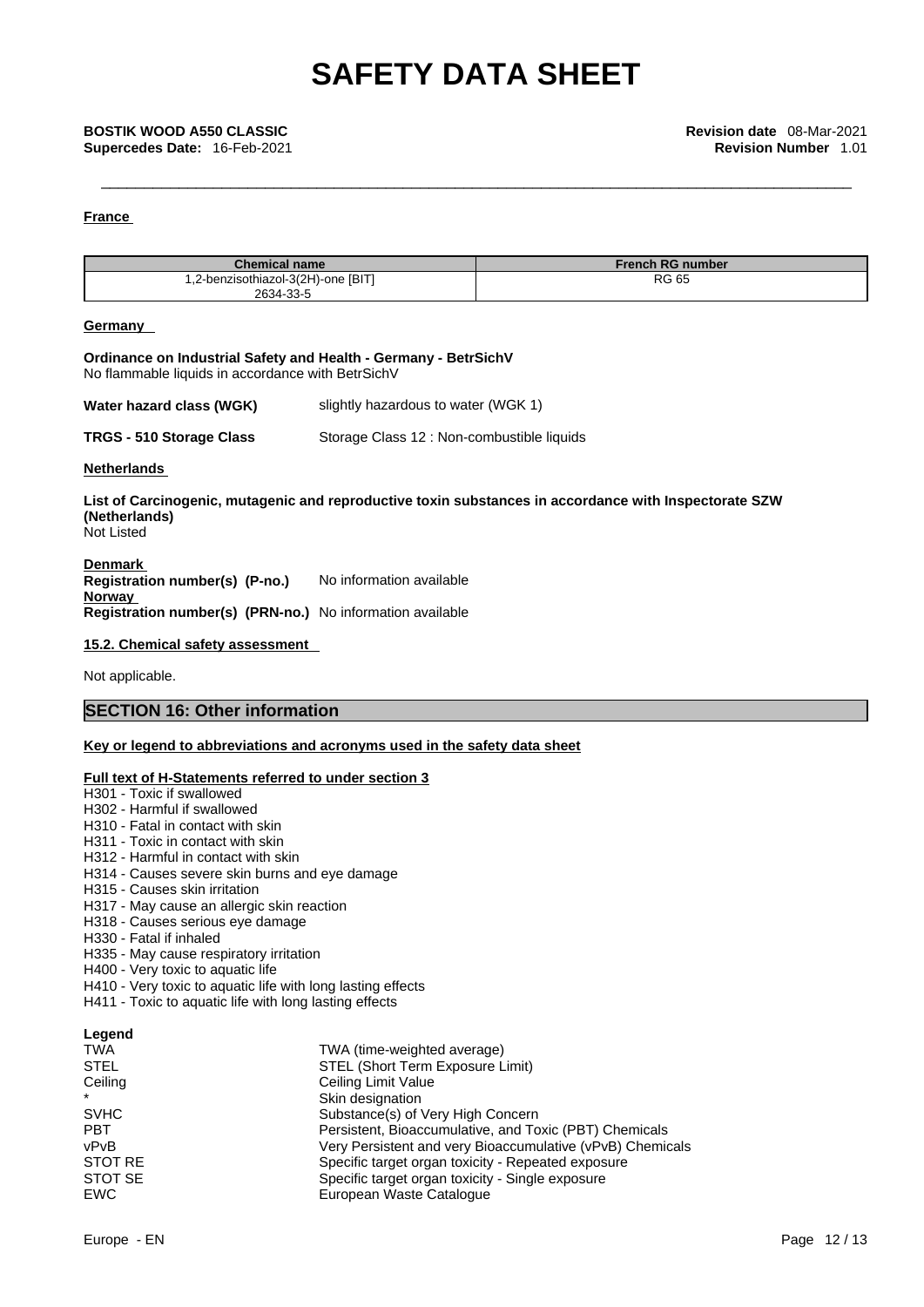**France**

| Chemical name | French RG number |
| --- | --- |
| 1,2-benzisothiazol-3(2H)-one [BIT] 2634-33-5 | RG 65 |

**Germany**

**Ordinance on Industrial Safety and Health - Germany - BetrSichV**
No flammable liquids in accordance with BetrSichV

**Water hazard class (WGK)** slightly hazardous to water (WGK 1)

**TRGS - 510 Storage Class** Storage Class 12 : Non-combustible liquids

**Netherlands**

**List of Carcinogenic, mutagenic and reproductive toxin substances in accordance with Inspectorate SZW (Netherlands)**
Not Listed

**Denmark**
**Registration number(s) (P-no.)** No information available
**Norway**
**Registration number(s) (PRN-no.)** No information available

**15.2. Chemical safety assessment**

Not applicable.

## SECTION 16: Other information

**Key or legend to abbreviations and acronyms used in the safety data sheet**

**Full text of H-Statements referred to under section 3**

H301 - Toxic if swallowed
H302 - Harmful if swallowed
H310 - Fatal in contact with skin
H311 - Toxic in contact with skin
H312 - Harmful in contact with skin
H314 - Causes severe skin burns and eye damage
H315 - Causes skin irritation
H317 - May cause an allergic skin reaction
H318 - Causes serious eye damage
H330 - Fatal if inhaled
H335 - May cause respiratory irritation
H400 - Very toxic to aquatic life
H410 - Very toxic to aquatic life with long lasting effects
H411 - Toxic to aquatic life with long lasting effects

**Legend**

| | |
| --- | --- |
| TWA | TWA (time-weighted average) |
| STEL | STEL (Short Term Exposure Limit) |
| Ceiling | Ceiling Limit Value |
| * | Skin designation |
| SVHC | Substance(s) of Very High Concern |
| PBT | Persistent, Bioaccumulative, and Toxic (PBT) Chemicals |
| vPvB | Very Persistent and very Bioaccumulative (vPvB) Chemicals |
| STOT RE | Specific target organ toxicity - Repeated exposure |
| STOT SE | Specific target organ toxicity - Single exposure |
| EWC | European Waste Catalogue |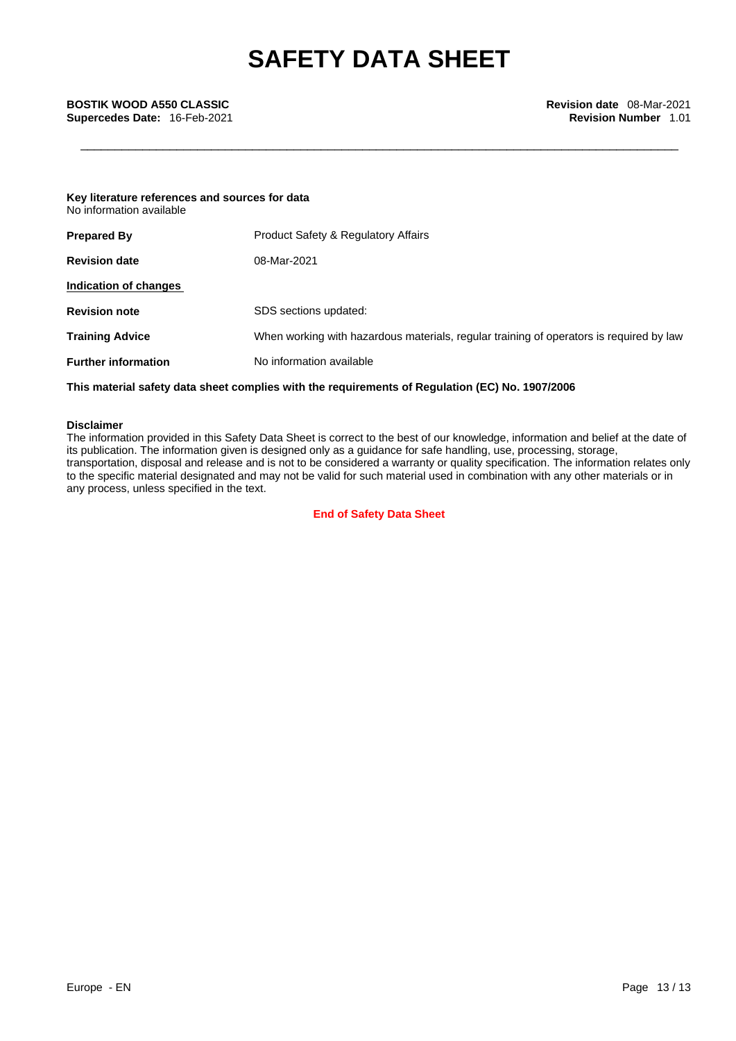**Key literature references and sources for data**
No information available

| | |
|---|---|
| **Prepared By** | Product Safety & Regulatory Affairs |
| **Revision date** | 08-Mar-2021 |
| **Indication of changes** | |
| **Revision note** | SDS sections updated: |
| **Training Advice** | When working with hazardous materials, regular training of operators is required by law |
| **Further information** | No information available |

**This material safety data sheet complies with the requirements of Regulation (EC) No. 1907/2006**

**Disclaimer**
The information provided in this Safety Data Sheet is correct to the best of our knowledge, information and belief at the date of its publication. The information given is designed only as a guidance for safe handling, use, processing, storage, transportation, disposal and release and is not to be considered a warranty or quality specification. The information relates only to the specific material designated and may not be valid for such material used in combination with any other materials or in any process, unless specified in the text.

**End of Safety Data Sheet**